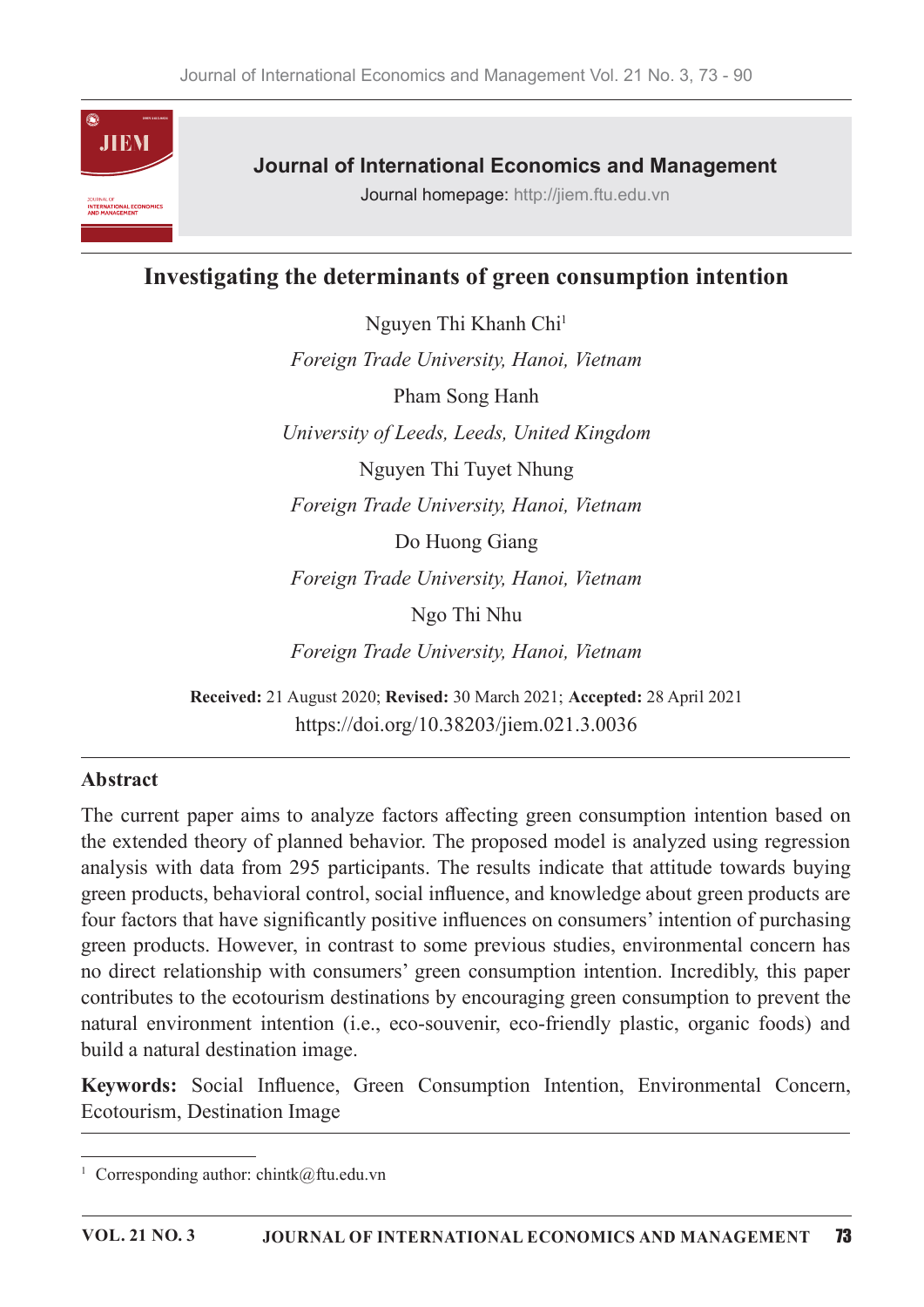# Investigating the determinants of green consumption intention

Nguyen Thi Khanh Chi[1]

*Foreign Trade University, Hanoi, Vietnam*

Pham Song Hanh

*University of Leeds, Leeds, United Kingdom*

Nguyen Thi Tuyet Nhung

*Foreign Trade University, Hanoi, Vietnam*

Do Huong Giang

*Foreign Trade University, Hanoi, Vietnam*

Ngo Thi Nhu

*Foreign Trade University, Hanoi, Vietnam*

**Received:** 21 August 2020; **Revised:** 30 March 2021; **Accepted:** 28 April 2021

https://doi.org/10.38203/jiem.021.3.0036

## Abstract

The current paper aims to analyze factors affecting green consumption intention based on the extended theory of planned behavior. The proposed model is analyzed using regression analysis with data from 295 participants. The results indicate that attitude towards buying green products, behavioral control, social influence, and knowledge about green products are four factors that have significantly positive influences on consumers' intention of purchasing green products. However, in contrast to some previous studies, environmental concern has no direct relationship with consumers' green consumption intention. Incredibly, this paper contributes to the ecotourism destinations by encouraging green consumption to prevent the natural environment intention (i.e., eco-souvenir, eco-friendly plastic, organic foods) and build a natural destination image.

**Keywords:** Social Influence, Green Consumption Intention, Environmental Concern, Ecotourism, Destination Image

---

[1] Corresponding author: chintk@ftu.edu.vn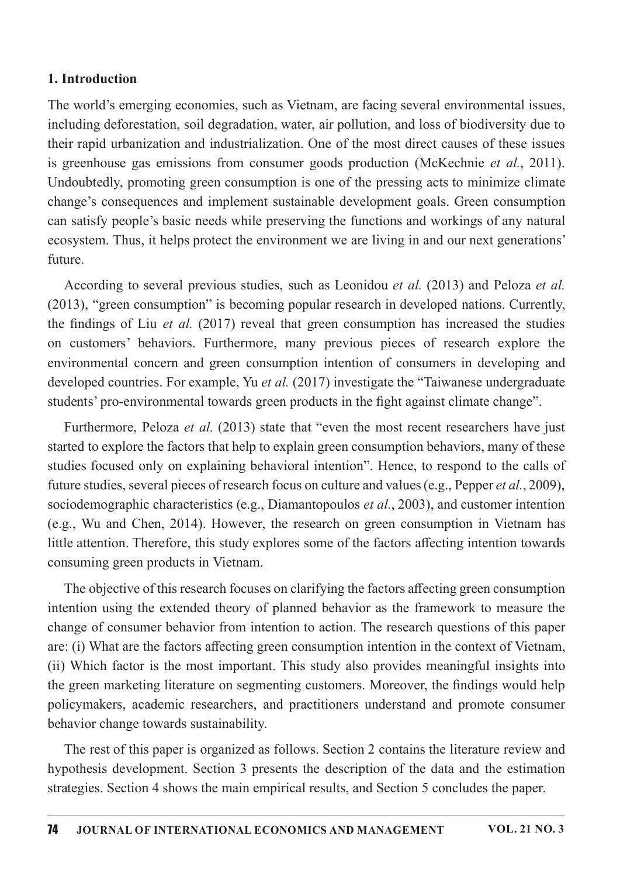## 1. Introduction

The world's emerging economies, such as Vietnam, are facing several environmental issues, including deforestation, soil degradation, water, air pollution, and loss of biodiversity due to their rapid urbanization and industrialization. One of the most direct causes of these issues is greenhouse gas emissions from consumer goods production (McKechnie *et al.*, 2011). Undoubtedly, promoting green consumption is one of the pressing acts to minimize climate change's consequences and implement sustainable development goals. Green consumption can satisfy people's basic needs while preserving the functions and workings of any natural ecosystem. Thus, it helps protect the environment we are living in and our next generations' future.

According to several previous studies, such as Leonidou *et al.* (2013) and Peloza *et al.* (2013), "green consumption" is becoming popular research in developed nations. Currently, the findings of Liu *et al.* (2017) reveal that green consumption has increased the studies on customers' behaviors. Furthermore, many previous pieces of research explore the environmental concern and green consumption intention of consumers in developing and developed countries. For example, Yu *et al.* (2017) investigate the "Taiwanese undergraduate students' pro-environmental towards green products in the fight against climate change".

Furthermore, Peloza *et al.* (2013) state that "even the most recent researchers have just started to explore the factors that help to explain green consumption behaviors, many of these studies focused only on explaining behavioral intention". Hence, to respond to the calls of future studies, several pieces of research focus on culture and values (e.g., Pepper *et al.*, 2009), sociodemographic characteristics (e.g., Diamantopoulos *et al.*, 2003), and customer intention (e.g., Wu and Chen, 2014). However, the research on green consumption in Vietnam has little attention. Therefore, this study explores some of the factors affecting intention towards consuming green products in Vietnam.

The objective of this research focuses on clarifying the factors affecting green consumption intention using the extended theory of planned behavior as the framework to measure the change of consumer behavior from intention to action. The research questions of this paper are: (i) What are the factors affecting green consumption intention in the context of Vietnam, (ii) Which factor is the most important. This study also provides meaningful insights into the green marketing literature on segmenting customers. Moreover, the findings would help policymakers, academic researchers, and practitioners understand and promote consumer behavior change towards sustainability.

The rest of this paper is organized as follows. Section 2 contains the literature review and hypothesis development. Section 3 presents the description of the data and the estimation strategies. Section 4 shows the main empirical results, and Section 5 concludes the paper.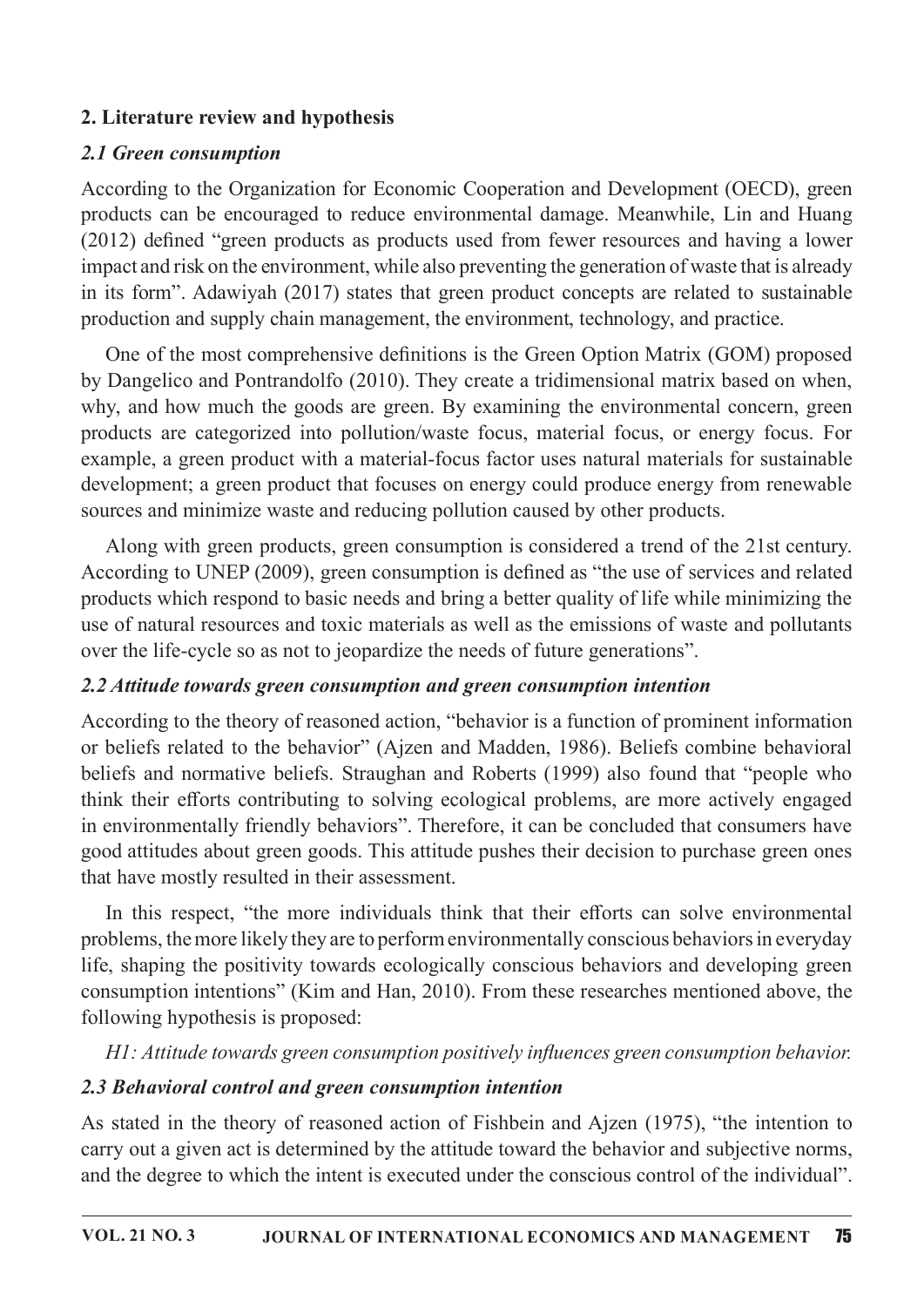## 2. Literature review and hypothesis

### *2.1 Green consumption*

According to the Organization for Economic Cooperation and Development (OECD), green products can be encouraged to reduce environmental damage. Meanwhile, Lin and Huang (2012) defined "green products as products used from fewer resources and having a lower impact and risk on the environment, while also preventing the generation of waste that is already in its form". Adawiyah (2017) states that green product concepts are related to sustainable production and supply chain management, the environment, technology, and practice.

One of the most comprehensive definitions is the Green Option Matrix (GOM) proposed by Dangelico and Pontrandolfo (2010). They create a tridimensional matrix based on when, why, and how much the goods are green. By examining the environmental concern, green products are categorized into pollution/waste focus, material focus, or energy focus. For example, a green product with a material-focus factor uses natural materials for sustainable development; a green product that focuses on energy could produce energy from renewable sources and minimize waste and reducing pollution caused by other products.

Along with green products, green consumption is considered a trend of the 21st century. According to UNEP (2009), green consumption is defined as "the use of services and related products which respond to basic needs and bring a better quality of life while minimizing the use of natural resources and toxic materials as well as the emissions of waste and pollutants over the life-cycle so as not to jeopardize the needs of future generations".

### *2.2 Attitude towards green consumption and green consumption intention*

According to the theory of reasoned action, "behavior is a function of prominent information or beliefs related to the behavior" (Ajzen and Madden, 1986). Beliefs combine behavioral beliefs and normative beliefs. Straughan and Roberts (1999) also found that "people who think their efforts contributing to solving ecological problems, are more actively engaged in environmentally friendly behaviors". Therefore, it can be concluded that consumers have good attitudes about green goods. This attitude pushes their decision to purchase green ones that have mostly resulted in their assessment.

In this respect, "the more individuals think that their efforts can solve environmental problems, the more likely they are to perform environmentally conscious behaviors in everyday life, shaping the positivity towards ecologically conscious behaviors and developing green consumption intentions" (Kim and Han, 2010). From these researches mentioned above, the following hypothesis is proposed:

*H1: Attitude towards green consumption positively influences green consumption behavior.*

### *2.3 Behavioral control and green consumption intention*

As stated in the theory of reasoned action of Fishbein and Ajzen (1975), "the intention to carry out a given act is determined by the attitude toward the behavior and subjective norms, and the degree to which the intent is executed under the conscious control of the individual".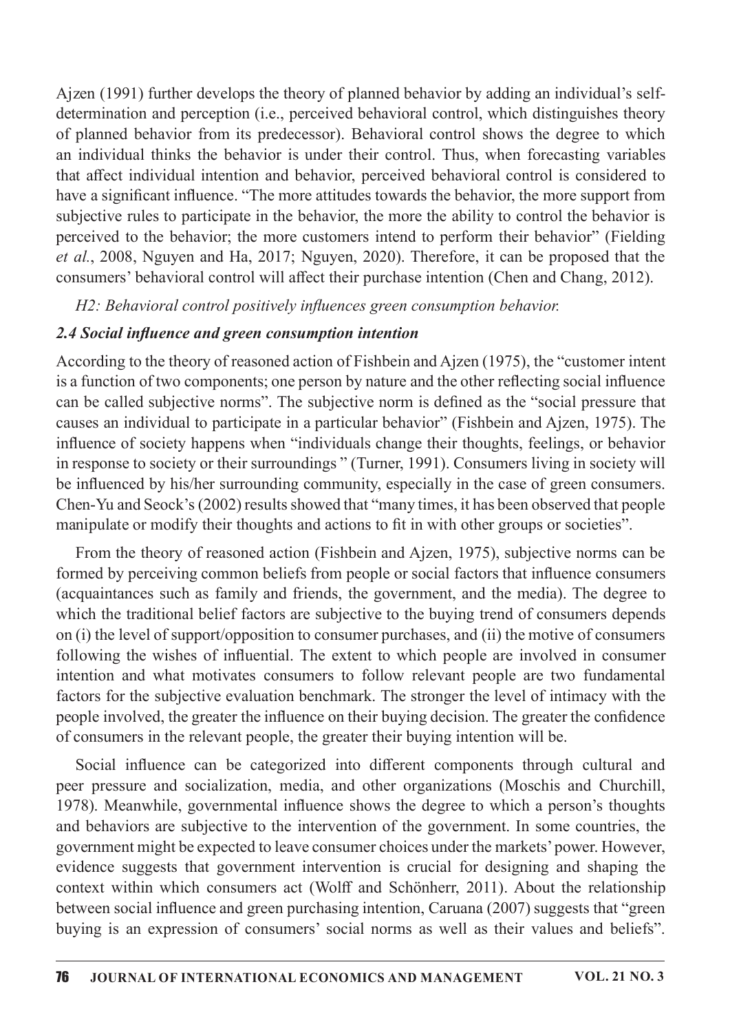Ajzen (1991) further develops the theory of planned behavior by adding an individual's self-determination and perception (i.e., perceived behavioral control, which distinguishes theory of planned behavior from its predecessor). Behavioral control shows the degree to which an individual thinks the behavior is under their control. Thus, when forecasting variables that affect individual intention and behavior, perceived behavioral control is considered to have a significant influence. "The more attitudes towards the behavior, the more support from subjective rules to participate in the behavior, the more the ability to control the behavior is perceived to the behavior; the more customers intend to perform their behavior" (Fielding *et al.*, 2008, Nguyen and Ha, 2017; Nguyen, 2020). Therefore, it can be proposed that the consumers' behavioral control will affect their purchase intention (Chen and Chang, 2012).

*H2: Behavioral control positively influences green consumption behavior.*

### 2.4 Social influence and green consumption intention

According to the theory of reasoned action of Fishbein and Ajzen (1975), the "customer intent is a function of two components; one person by nature and the other reflecting social influence can be called subjective norms". The subjective norm is defined as the "social pressure that causes an individual to participate in a particular behavior" (Fishbein and Ajzen, 1975). The influence of society happens when "individuals change their thoughts, feelings, or behavior in response to society or their surroundings " (Turner, 1991). Consumers living in society will be influenced by his/her surrounding community, especially in the case of green consumers. Chen-Yu and Seock's (2002) results showed that "many times, it has been observed that people manipulate or modify their thoughts and actions to fit in with other groups or societies".

From the theory of reasoned action (Fishbein and Ajzen, 1975), subjective norms can be formed by perceiving common beliefs from people or social factors that influence consumers (acquaintances such as family and friends, the government, and the media). The degree to which the traditional belief factors are subjective to the buying trend of consumers depends on (i) the level of support/opposition to consumer purchases, and (ii) the motive of consumers following the wishes of influential. The extent to which people are involved in consumer intention and what motivates consumers to follow relevant people are two fundamental factors for the subjective evaluation benchmark. The stronger the level of intimacy with the people involved, the greater the influence on their buying decision. The greater the confidence of consumers in the relevant people, the greater their buying intention will be.

Social influence can be categorized into different components through cultural and peer pressure and socialization, media, and other organizations (Moschis and Churchill, 1978). Meanwhile, governmental influence shows the degree to which a person's thoughts and behaviors are subjective to the intervention of the government. In some countries, the government might be expected to leave consumer choices under the markets' power. However, evidence suggests that government intervention is crucial for designing and shaping the context within which consumers act (Wolff and Schönherr, 2011). About the relationship between social influence and green purchasing intention, Caruana (2007) suggests that "green buying is an expression of consumers' social norms as well as their values and beliefs".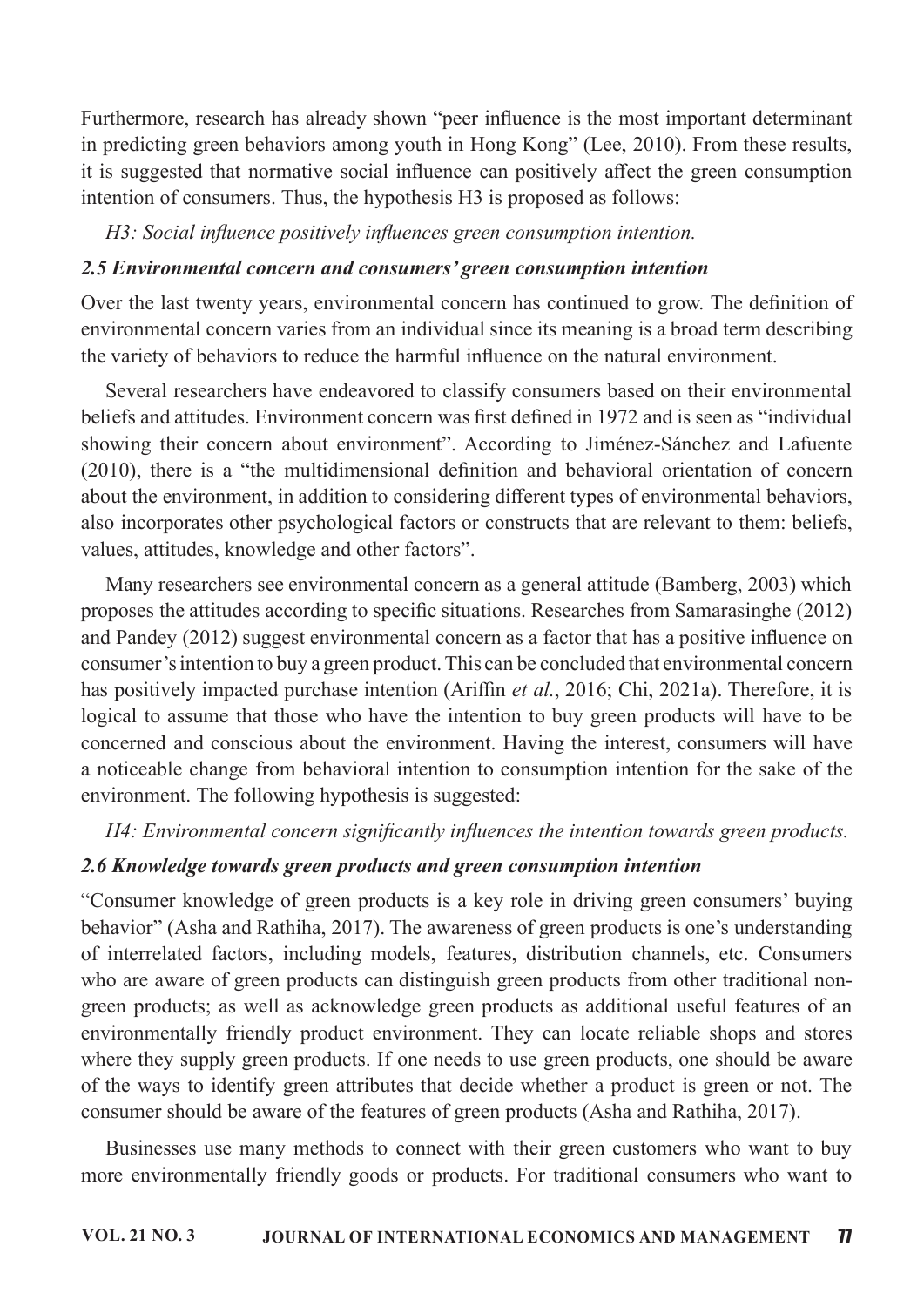Furthermore, research has already shown "peer influence is the most important determinant in predicting green behaviors among youth in Hong Kong" (Lee, 2010). From these results, it is suggested that normative social influence can positively affect the green consumption intention of consumers. Thus, the hypothesis H3 is proposed as follows:

*H3: Social influence positively influences green consumption intention.*

### *2.5 Environmental concern and consumers' green consumption intention*

Over the last twenty years, environmental concern has continued to grow. The definition of environmental concern varies from an individual since its meaning is a broad term describing the variety of behaviors to reduce the harmful influence on the natural environment.

Several researchers have endeavored to classify consumers based on their environmental beliefs and attitudes. Environment concern was first defined in 1972 and is seen as "individual showing their concern about environment". According to Jiménez-Sánchez and Lafuente (2010), there is a "the multidimensional definition and behavioral orientation of concern about the environment, in addition to considering different types of environmental behaviors, also incorporates other psychological factors or constructs that are relevant to them: beliefs, values, attitudes, knowledge and other factors".

Many researchers see environmental concern as a general attitude (Bamberg, 2003) which proposes the attitudes according to specific situations. Researches from Samarasinghe (2012) and Pandey (2012) suggest environmental concern as a factor that has a positive influence on consumer's intention to buy a green product. This can be concluded that environmental concern has positively impacted purchase intention (Ariffin *et al.*, 2016; Chi, 2021a). Therefore, it is logical to assume that those who have the intention to buy green products will have to be concerned and conscious about the environment. Having the interest, consumers will have a noticeable change from behavioral intention to consumption intention for the sake of the environment. The following hypothesis is suggested:

*H4: Environmental concern significantly influences the intention towards green products.*

### *2.6 Knowledge towards green products and green consumption intention*

"Consumer knowledge of green products is a key role in driving green consumers' buying behavior" (Asha and Rathiha, 2017). The awareness of green products is one's understanding of interrelated factors, including models, features, distribution channels, etc. Consumers who are aware of green products can distinguish green products from other traditional non-green products; as well as acknowledge green products as additional useful features of an environmentally friendly product environment. They can locate reliable shops and stores where they supply green products. If one needs to use green products, one should be aware of the ways to identify green attributes that decide whether a product is green or not. The consumer should be aware of the features of green products (Asha and Rathiha, 2017).

Businesses use many methods to connect with their green customers who want to buy more environmentally friendly goods or products. For traditional consumers who want to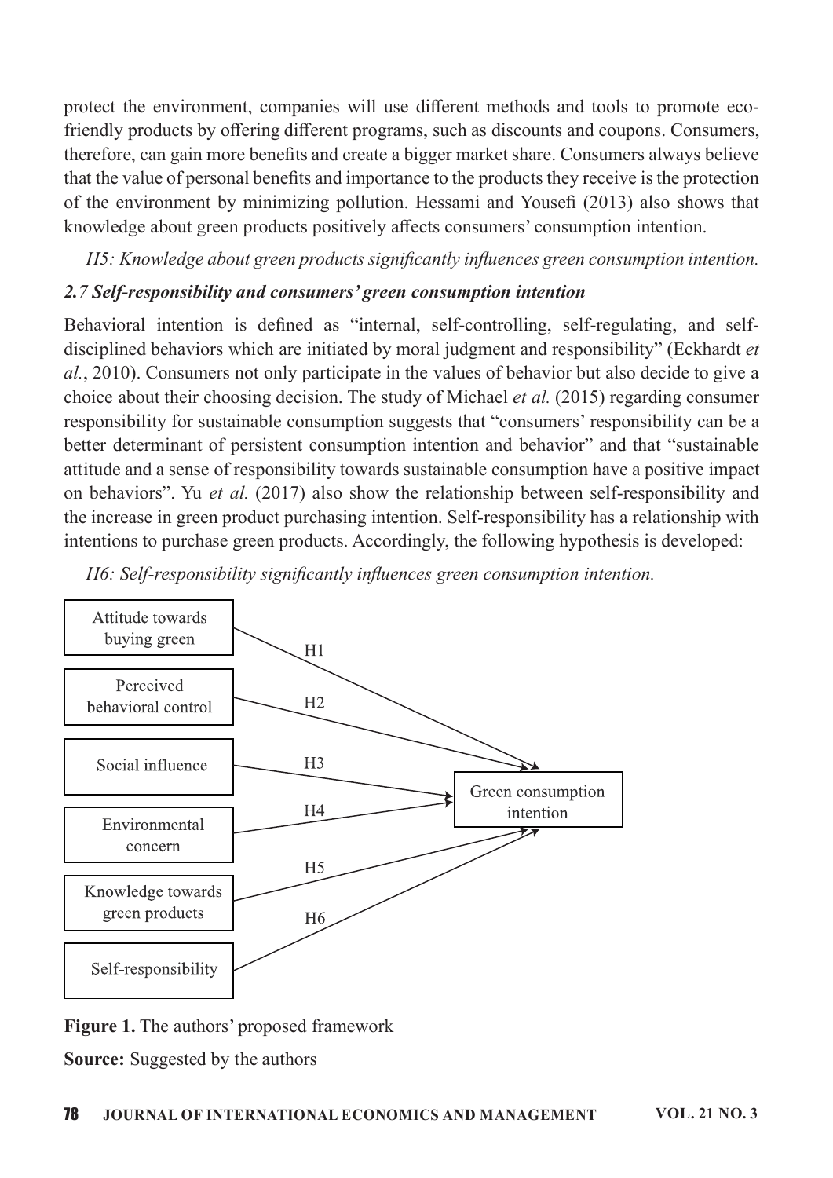protect the environment, companies will use different methods and tools to promote eco-friendly products by offering different programs, such as discounts and coupons. Consumers, therefore, can gain more benefits and create a bigger market share. Consumers always believe that the value of personal benefits and importance to the products they receive is the protection of the environment by minimizing pollution. Hessami and Yousefi (2013) also shows that knowledge about green products positively affects consumers' consumption intention.

*H5: Knowledge about green products significantly influences green consumption intention.*

### *2.7 Self-responsibility and consumers' green consumption intention*

Behavioral intention is defined as "internal, self-controlling, self-regulating, and self-disciplined behaviors which are initiated by moral judgment and responsibility" (Eckhardt *et al.*, 2010). Consumers not only participate in the values of behavior but also decide to give a choice about their choosing decision. The study of Michael *et al.* (2015) regarding consumer responsibility for sustainable consumption suggests that "consumers' responsibility can be a better determinant of persistent consumption intention and behavior" and that "sustainable attitude and a sense of responsibility towards sustainable consumption have a positive impact on behaviors". Yu *et al.* (2017) also show the relationship between self-responsibility and the increase in green product purchasing intention. Self-responsibility has a relationship with intentions to purchase green products. Accordingly, the following hypothesis is developed:

*H6: Self-responsibility significantly influences green consumption intention.*

Attitude towards buying green — H1 → Green consumption intention
Perceived behavioral control — H2 → Green consumption intention
Social influence — H3 → Green consumption intention
Environmental concern — H4 → Green consumption intention
Knowledge towards green products — H5 → Green consumption intention
Self-responsibility — H6 → Green consumption intention

**Figure 1.** The authors' proposed framework

**Source:** Suggested by the authors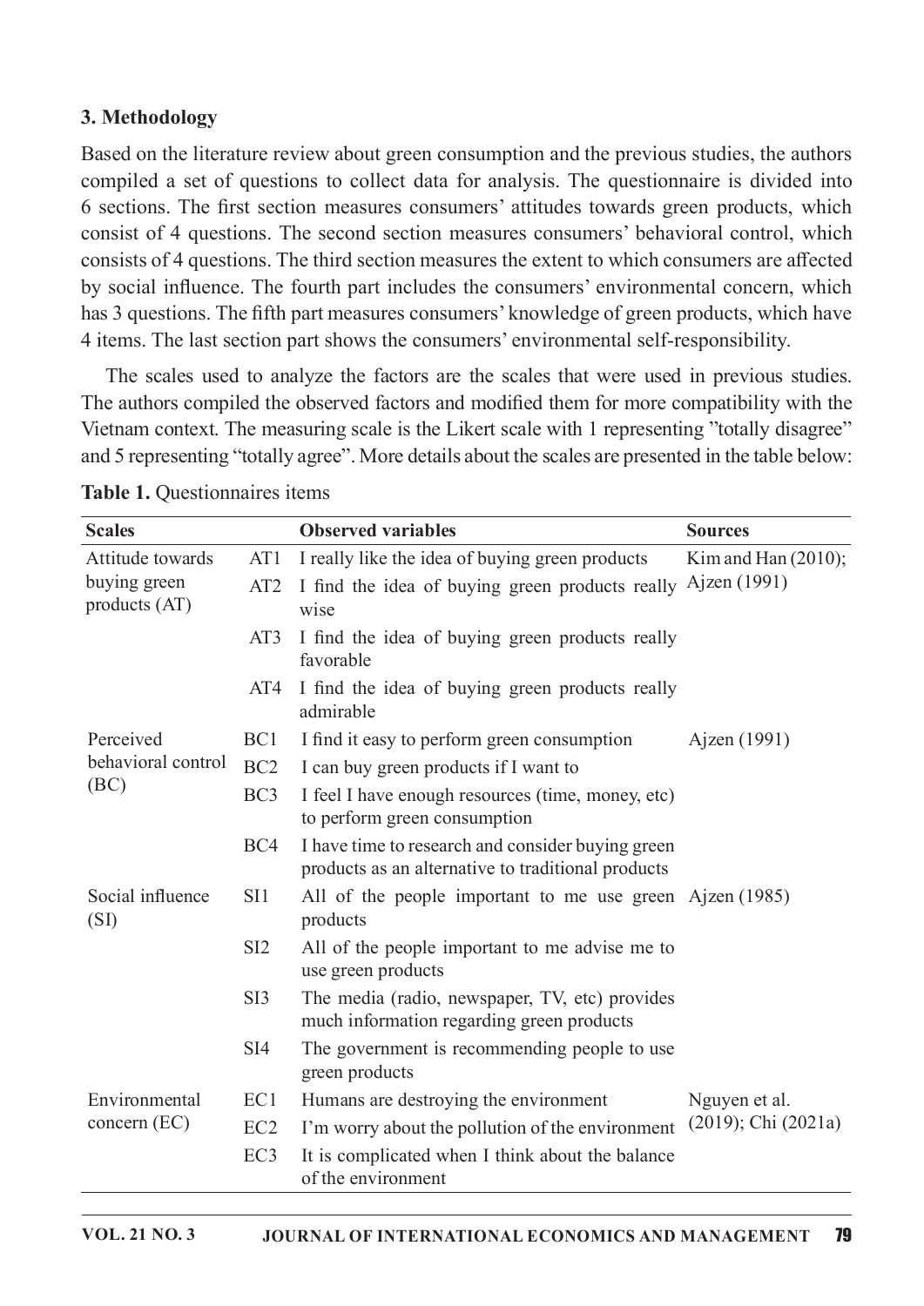## 3. Methodology

Based on the literature review about green consumption and the previous studies, the authors compiled a set of questions to collect data for analysis. The questionnaire is divided into 6 sections. The first section measures consumers' attitudes towards green products, which consist of 4 questions. The second section measures consumers' behavioral control, which consists of 4 questions. The third section measures the extent to which consumers are affected by social influence. The fourth part includes the consumers' environmental concern, which has 3 questions. The fifth part measures consumers' knowledge of green products, which have 4 items. The last section part shows the consumers' environmental self-responsibility.

The scales used to analyze the factors are the scales that were used in previous studies. The authors compiled the observed factors and modified them for more compatibility with the Vietnam context. The measuring scale is the Likert scale with 1 representing "totally disagree" and 5 representing "totally agree". More details about the scales are presented in the table below:

**Table 1.** Questionnaires items

| Scales | | Observed variables | Sources |
|---|---|---|---|
| Attitude towards buying green products (AT) | AT1 | I really like the idea of buying green products | Kim and Han (2010); Ajzen (1991) |
| | AT2 | I find the idea of buying green products really wise | |
| | AT3 | I find the idea of buying green products really favorable | |
| | AT4 | I find the idea of buying green products really admirable | |
| Perceived behavioral control (BC) | BC1 | I find it easy to perform green consumption | Ajzen (1991) |
| | BC2 | I can buy green products if I want to | |
| | BC3 | I feel I have enough resources (time, money, etc) to perform green consumption | |
| | BC4 | I have time to research and consider buying green products as an alternative to traditional products | |
| Social influence (SI) | SI1 | All of the people important to me use green products | Ajzen (1985) |
| | SI2 | All of the people important to me advise me to use green products | |
| | SI3 | The media (radio, newspaper, TV, etc) provides much information regarding green products | |
| | SI4 | The government is recommending people to use green products | |
| Environmental concern (EC) | EC1 | Humans are destroying the environment | Nguyen et al. (2019); Chi (2021a) |
| | EC2 | I'm worry about the pollution of the environment | |
| | EC3 | It is complicated when I think about the balance of the environment | |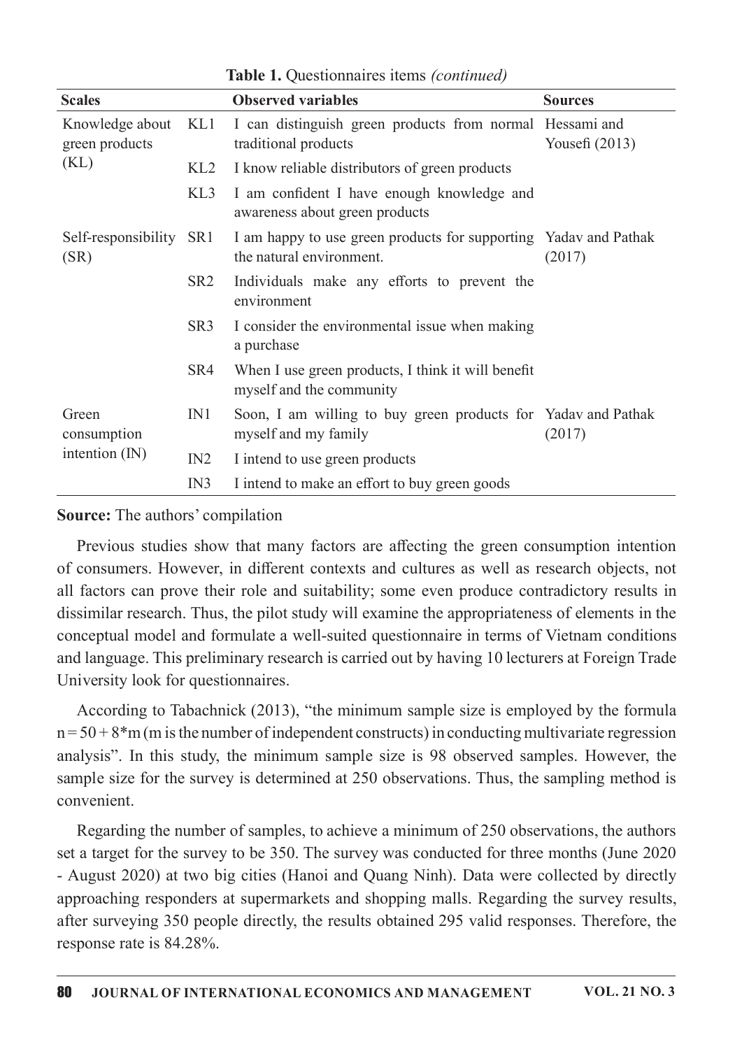**Table 1.** Questionnaires items *(continued)*

| Scales | | Observed variables | Sources |
|---|---|---|---|
| Knowledge about green products (KL) | KL1 | I can distinguish green products from normal traditional products | Hessami and Yousefi (2013) |
| | KL2 | I know reliable distributors of green products | |
| | KL3 | I am confident I have enough knowledge and awareness about green products | |
| Self-responsibility (SR) | SR1 | I am happy to use green products for supporting the natural environment. | Yadav and Pathak (2017) |
| | SR2 | Individuals make any efforts to prevent the environment | |
| | SR3 | I consider the environmental issue when making a purchase | |
| | SR4 | When I use green products, I think it will benefit myself and the community | |
| Green consumption intention (IN) | IN1 | Soon, I am willing to buy green products for myself and my family | Yadav and Pathak (2017) |
| | IN2 | I intend to use green products | |
| | IN3 | I intend to make an effort to buy green goods | |

**Source:** The authors' compilation

Previous studies show that many factors are affecting the green consumption intention of consumers. However, in different contexts and cultures as well as research objects, not all factors can prove their role and suitability; some even produce contradictory results in dissimilar research. Thus, the pilot study will examine the appropriateness of elements in the conceptual model and formulate a well-suited questionnaire in terms of Vietnam conditions and language. This preliminary research is carried out by having 10 lecturers at Foreign Trade University look for questionnaires.

According to Tabachnick (2013), "the minimum sample size is employed by the formula $n = 50 + 8*m$ (m is the number of independent constructs) in conducting multivariate regression analysis". In this study, the minimum sample size is 98 observed samples. However, the sample size for the survey is determined at 250 observations. Thus, the sampling method is convenient.

Regarding the number of samples, to achieve a minimum of 250 observations, the authors set a target for the survey to be 350. The survey was conducted for three months (June 2020 - August 2020) at two big cities (Hanoi and Quang Ninh). Data were collected by directly approaching responders at supermarkets and shopping malls. Regarding the survey results, after surveying 350 people directly, the results obtained 295 valid responses. Therefore, the response rate is 84.28%.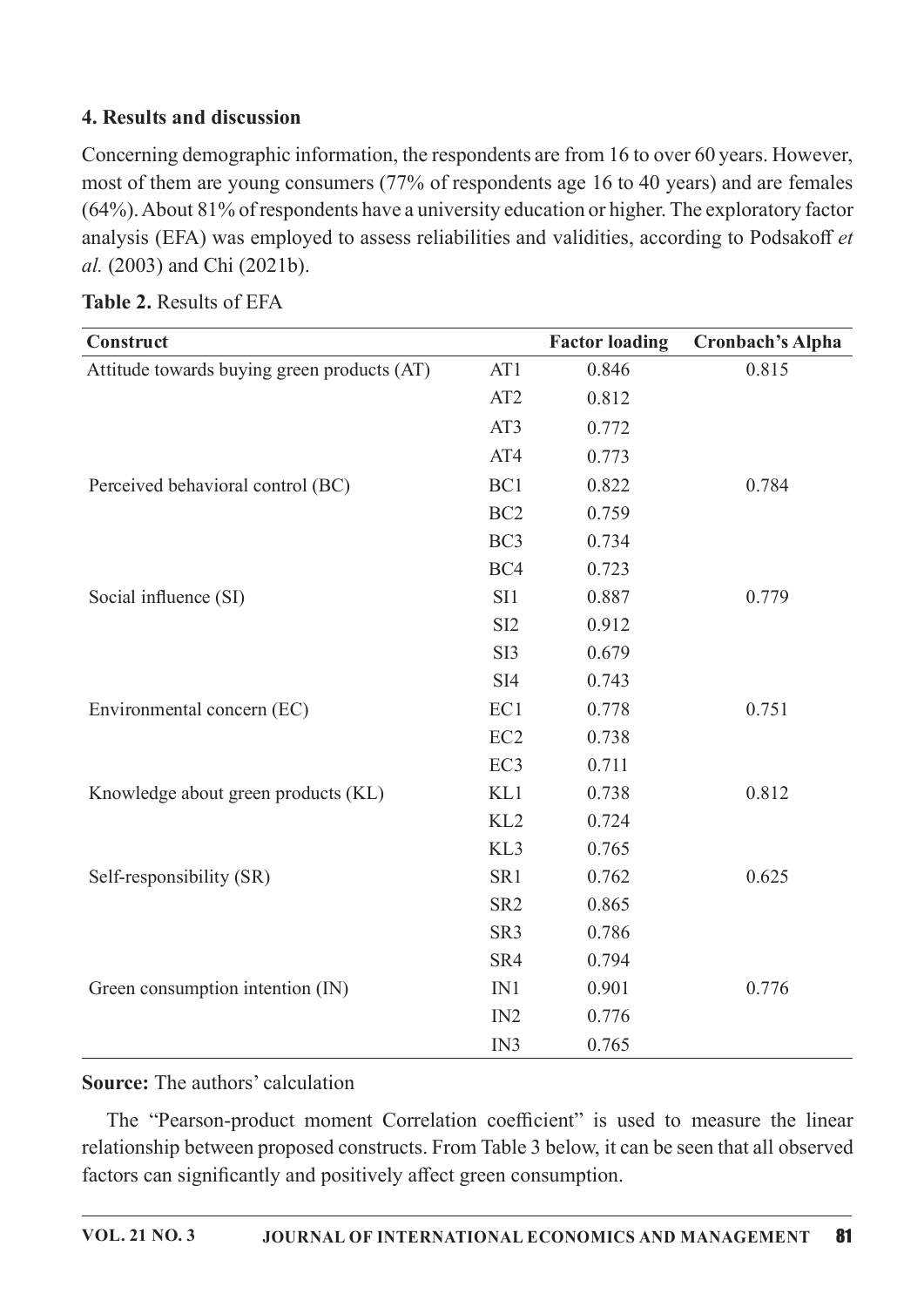### 4. Results and discussion

Concerning demographic information, the respondents are from 16 to over 60 years. However, most of them are young consumers (77% of respondents age 16 to 40 years) and are females (64%). About 81% of respondents have a university education or higher. The exploratory factor analysis (EFA) was employed to assess reliabilities and validities, according to Podsakoff *et al.* (2003) and Chi (2021b).

**Table 2.** Results of EFA

| Construct | | Factor loading | Cronbach's Alpha |
|---|---|---|---|
| Attitude towards buying green products (AT) | AT1 | 0.846 | 0.815 |
| | AT2 | 0.812 | |
| | AT3 | 0.772 | |
| | AT4 | 0.773 | |
| Perceived behavioral control (BC) | BC1 | 0.822 | 0.784 |
| | BC2 | 0.759 | |
| | BC3 | 0.734 | |
| | BC4 | 0.723 | |
| Social influence (SI) | SI1 | 0.887 | 0.779 |
| | SI2 | 0.912 | |
| | SI3 | 0.679 | |
| | SI4 | 0.743 | |
| Environmental concern (EC) | EC1 | 0.778 | 0.751 |
| | EC2 | 0.738 | |
| | EC3 | 0.711 | |
| Knowledge about green products (KL) | KL1 | 0.738 | 0.812 |
| | KL2 | 0.724 | |
| | KL3 | 0.765 | |
| Self-responsibility (SR) | SR1 | 0.762 | 0.625 |
| | SR2 | 0.865 | |
| | SR3 | 0.786 | |
| | SR4 | 0.794 | |
| Green consumption intention (IN) | IN1 | 0.901 | 0.776 |
| | IN2 | 0.776 | |
| | IN3 | 0.765 | |

**Source:** The authors' calculation

The "Pearson-product moment Correlation coefficient" is used to measure the linear relationship between proposed constructs. From Table 3 below, it can be seen that all observed factors can significantly and positively affect green consumption.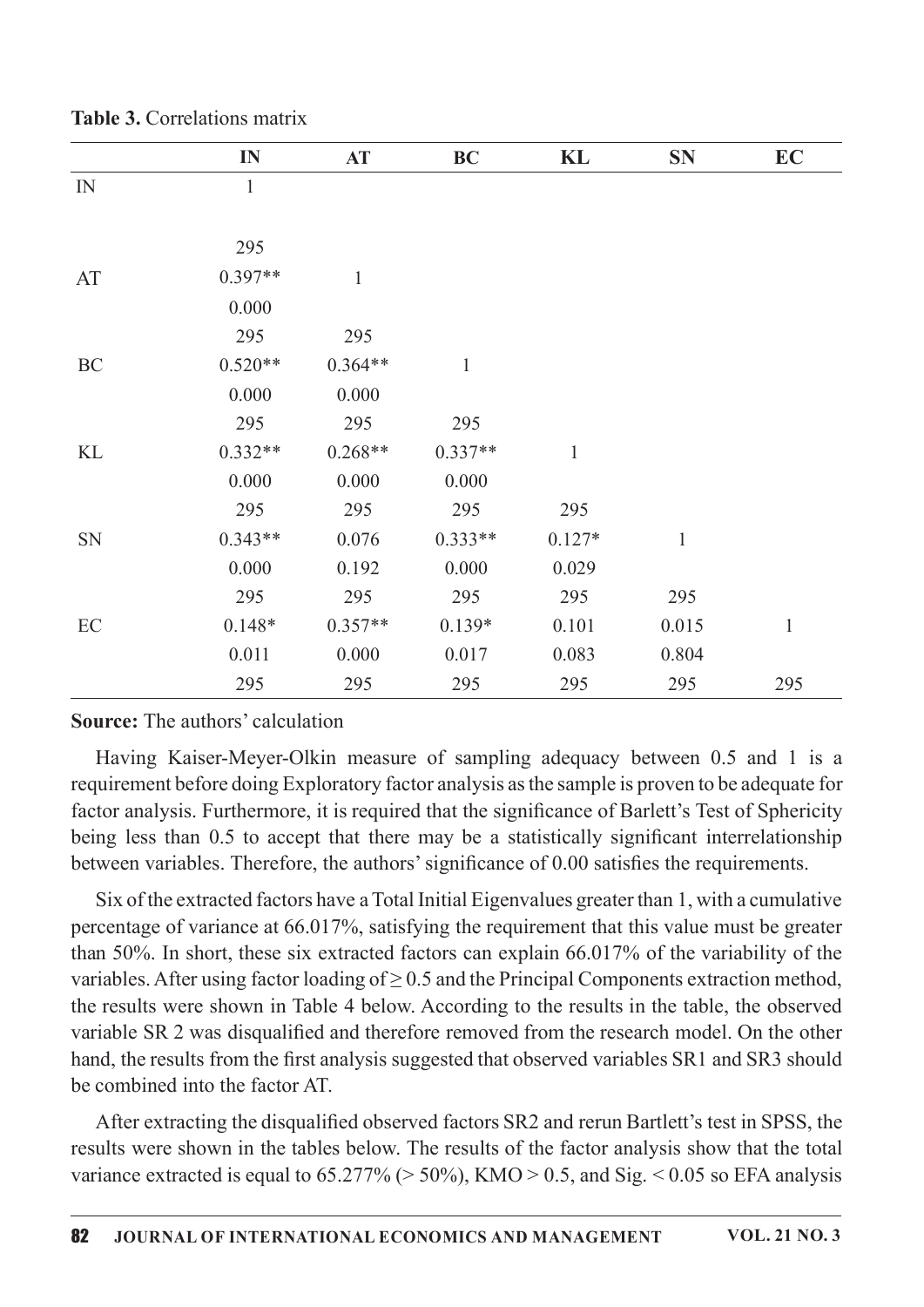**Table 3.** Correlations matrix

| | IN | AT | BC | KL | SN | EC |
|---|---|---|---|---|---|---|
| IN | 1 | | | | | |
| | | | | | | |
| | 295 | | | | | |
| AT | 0.397** | 1 | | | | |
| | 0.000 | | | | | |
| | 295 | 295 | | | | |
| BC | 0.520** | 0.364** | 1 | | | |
| | 0.000 | 0.000 | | | | |
| | 295 | 295 | 295 | | | |
| KL | 0.332** | 0.268** | 0.337** | 1 | | |
| | 0.000 | 0.000 | 0.000 | | | |
| | 295 | 295 | 295 | 295 | | |
| SN | 0.343** | 0.076 | 0.333** | 0.127* | 1 | |
| | 0.000 | 0.192 | 0.000 | 0.029 | | |
| | 295 | 295 | 295 | 295 | 295 | |
| EC | 0.148* | 0.357** | 0.139* | 0.101 | 0.015 | 1 |
| | 0.011 | 0.000 | 0.017 | 0.083 | 0.804 | |
| | 295 | 295 | 295 | 295 | 295 | 295 |

**Source:** The authors' calculation

Having Kaiser-Meyer-Olkin measure of sampling adequacy between 0.5 and 1 is a requirement before doing Exploratory factor analysis as the sample is proven to be adequate for factor analysis. Furthermore, it is required that the significance of Barlett's Test of Sphericity being less than 0.5 to accept that there may be a statistically significant interrelationship between variables. Therefore, the authors' significance of 0.00 satisfies the requirements.

Six of the extracted factors have a Total Initial Eigenvalues greater than 1, with a cumulative percentage of variance at 66.017%, satisfying the requirement that this value must be greater than 50%. In short, these six extracted factors can explain 66.017% of the variability of the variables. After using factor loading of $\geq 0.5$ and the Principal Components extraction method, the results were shown in Table 4 below. According to the results in the table, the observed variable SR 2 was disqualified and therefore removed from the research model. On the other hand, the results from the first analysis suggested that observed variables SR1 and SR3 should be combined into the factor AT.

After extracting the disqualified observed factors SR2 and rerun Bartlett's test in SPSS, the results were shown in the tables below. The results of the factor analysis show that the total variance extracted is equal to 65.277% (> 50%), KMO > 0.5, and Sig. < 0.05 so EFA analysis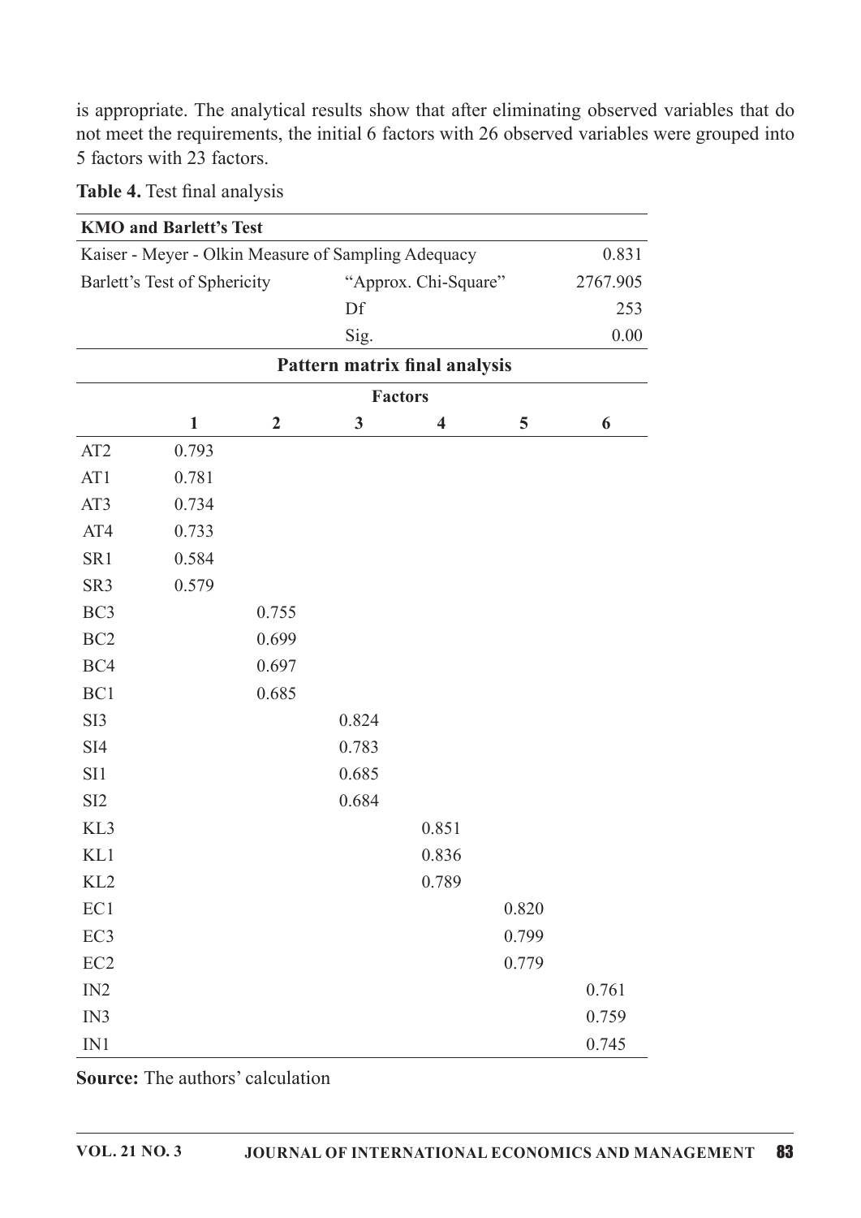is appropriate. The analytical results show that after eliminating observed variables that do not meet the requirements, the initial 6 factors with 26 observed variables were grouped into 5 factors with 23 factors.

**Table 4.** Test final analysis

| **KMO and Barlett's Test** | | | | | | |
|---|---|---|---|---|---|---|
| Kaiser - Meyer - Olkin Measure of Sampling Adequacy | | | | | | 0.831 |
| Barlett's Test of Sphericity | | | "Approx. Chi-Square" | | | 2767.905 |
| | | | Df | | | 253 |
| | | | Sig. | | | 0.00 |
| **Pattern matrix final analysis** | | | | | | |
| | **Factors** | | | | | |
| | **1** | **2** | **3** | **4** | **5** | **6** |
| AT2 | 0.793 | | | | | |
| AT1 | 0.781 | | | | | |
| AT3 | 0.734 | | | | | |
| AT4 | 0.733 | | | | | |
| SR1 | 0.584 | | | | | |
| SR3 | 0.579 | | | | | |
| BC3 | | 0.755 | | | | |
| BC2 | | 0.699 | | | | |
| BC4 | | 0.697 | | | | |
| BC1 | | 0.685 | | | | |
| SI3 | | | 0.824 | | | |
| SI4 | | | 0.783 | | | |
| SI1 | | | 0.685 | | | |
| SI2 | | | 0.684 | | | |
| KL3 | | | | 0.851 | | |
| KL1 | | | | 0.836 | | |
| KL2 | | | | 0.789 | | |
| EC1 | | | | | 0.820 | |
| EC3 | | | | | 0.799 | |
| EC2 | | | | | 0.779 | |
| IN2 | | | | | | 0.761 |
| IN3 | | | | | | 0.759 |
| IN1 | | | | | | 0.745 |

**Source:** The authors' calculation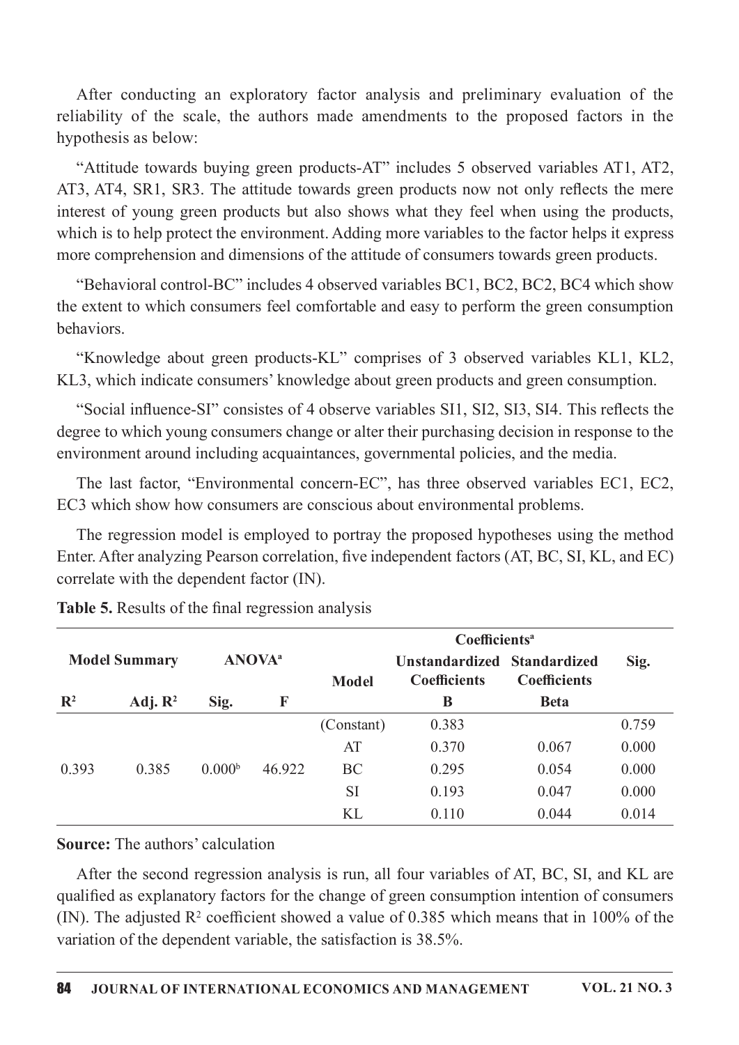After conducting an exploratory factor analysis and preliminary evaluation of the reliability of the scale, the authors made amendments to the proposed factors in the hypothesis as below:

"Attitude towards buying green products-AT" includes 5 observed variables AT1, AT2, AT3, AT4, SR1, SR3. The attitude towards green products now not only reflects the mere interest of young green products but also shows what they feel when using the products, which is to help protect the environment. Adding more variables to the factor helps it express more comprehension and dimensions of the attitude of consumers towards green products.

"Behavioral control-BC" includes 4 observed variables BC1, BC2, BC2, BC4 which show the extent to which consumers feel comfortable and easy to perform the green consumption behaviors.

"Knowledge about green products-KL" comprises of 3 observed variables KL1, KL2, KL3, which indicate consumers' knowledge about green products and green consumption.

"Social influence-SI" consistes of 4 observe variables SI1, SI2, SI3, SI4. This reflects the degree to which young consumers change or alter their purchasing decision in response to the environment around including acquaintances, governmental policies, and the media.

The last factor, "Environmental concern-EC", has three observed variables EC1, EC2, EC3 which show how consumers are conscious about environmental problems.

The regression model is employed to portray the proposed hypotheses using the method Enter. After analyzing Pearson correlation, five independent factors (AT, BC, SI, KL, and EC) correlate with the dependent factor (IN).

**Table 5.** Results of the final regression analysis

| Model Summary | | ANOVA[a] | | Coefficients[a] | | | |
|---|---|---|---|---|---|---|---|
| | | | | Model | Unstandardized Coefficients | Standardized Coefficients | Sig. |
| $R^2$ | Adj. $R^2$ | Sig. | F | | B | Beta | |
| 0.393 | 0.385 | 0.000[b] | 46.922 | (Constant) | 0.383 | | 0.759 |
| | | | | AT | 0.370 | 0.067 | 0.000 |
| | | | | BC | 0.295 | 0.054 | 0.000 |
| | | | | SI | 0.193 | 0.047 | 0.000 |
| | | | | KL | 0.110 | 0.044 | 0.014 |

**Source:** The authors' calculation

After the second regression analysis is run, all four variables of AT, BC, SI, and KL are qualified as explanatory factors for the change of green consumption intention of consumers (IN). The adjusted $R^2$ coefficient showed a value of 0.385 which means that in 100% of the variation of the dependent variable, the satisfaction is 38.5%.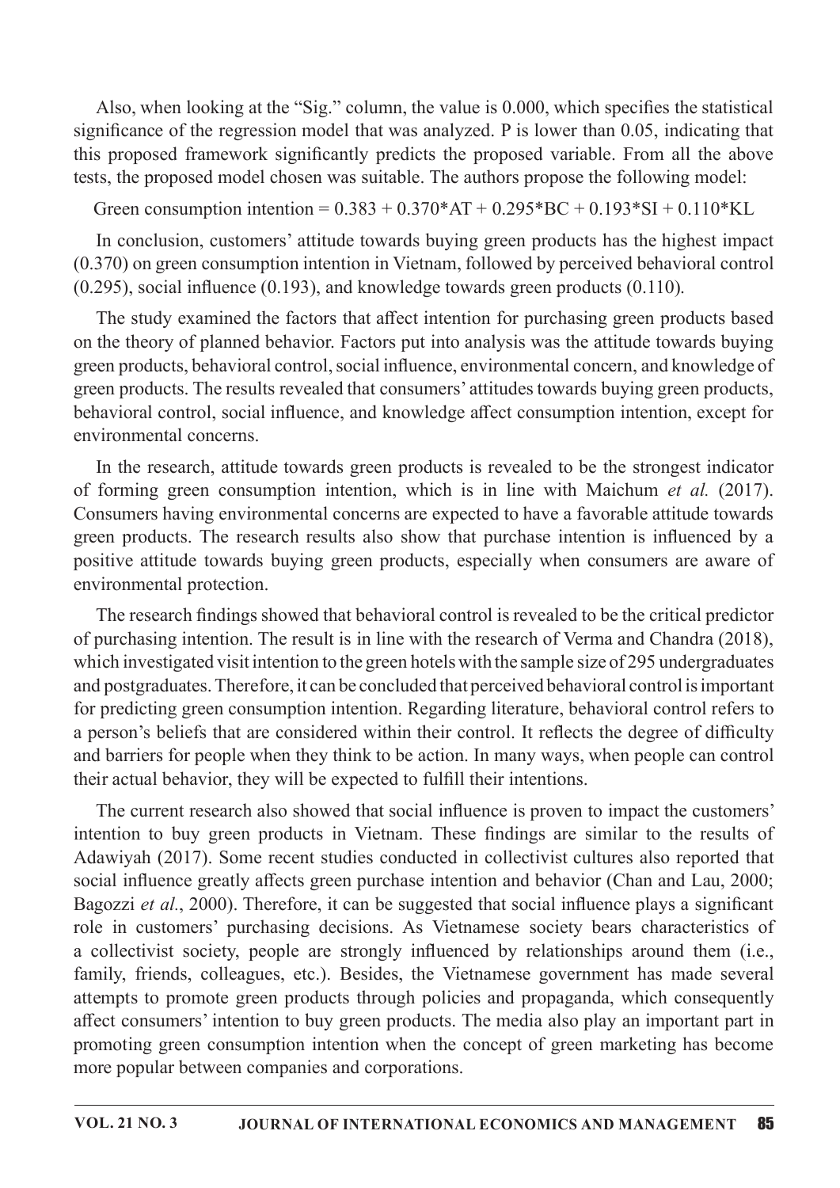Also, when looking at the "Sig." column, the value is 0.000, which specifies the statistical significance of the regression model that was analyzed. P is lower than 0.05, indicating that this proposed framework significantly predicts the proposed variable. From all the above tests, the proposed model chosen was suitable. The authors propose the following model:

$$\text{Green consumption intention} = 0.383 + 0.370*AT + 0.295*BC + 0.193*SI + 0.110*KL$$

In conclusion, customers' attitude towards buying green products has the highest impact (0.370) on green consumption intention in Vietnam, followed by perceived behavioral control (0.295), social influence (0.193), and knowledge towards green products (0.110).

The study examined the factors that affect intention for purchasing green products based on the theory of planned behavior. Factors put into analysis was the attitude towards buying green products, behavioral control, social influence, environmental concern, and knowledge of green products. The results revealed that consumers' attitudes towards buying green products, behavioral control, social influence, and knowledge affect consumption intention, except for environmental concerns.

In the research, attitude towards green products is revealed to be the strongest indicator of forming green consumption intention, which is in line with Maichum *et al.* (2017). Consumers having environmental concerns are expected to have a favorable attitude towards green products. The research results also show that purchase intention is influenced by a positive attitude towards buying green products, especially when consumers are aware of environmental protection.

The research findings showed that behavioral control is revealed to be the critical predictor of purchasing intention. The result is in line with the research of Verma and Chandra (2018), which investigated visit intention to the green hotels with the sample size of 295 undergraduates and postgraduates. Therefore, it can be concluded that perceived behavioral control is important for predicting green consumption intention. Regarding literature, behavioral control refers to a person's beliefs that are considered within their control. It reflects the degree of difficulty and barriers for people when they think to be action. In many ways, when people can control their actual behavior, they will be expected to fulfill their intentions.

The current research also showed that social influence is proven to impact the customers' intention to buy green products in Vietnam. These findings are similar to the results of Adawiyah (2017). Some recent studies conducted in collectivist cultures also reported that social influence greatly affects green purchase intention and behavior (Chan and Lau, 2000; Bagozzi *et al.*, 2000). Therefore, it can be suggested that social influence plays a significant role in customers' purchasing decisions. As Vietnamese society bears characteristics of a collectivist society, people are strongly influenced by relationships around them (i.e., family, friends, colleagues, etc.). Besides, the Vietnamese government has made several attempts to promote green products through policies and propaganda, which consequently affect consumers' intention to buy green products. The media also play an important part in promoting green consumption intention when the concept of green marketing has become more popular between companies and corporations.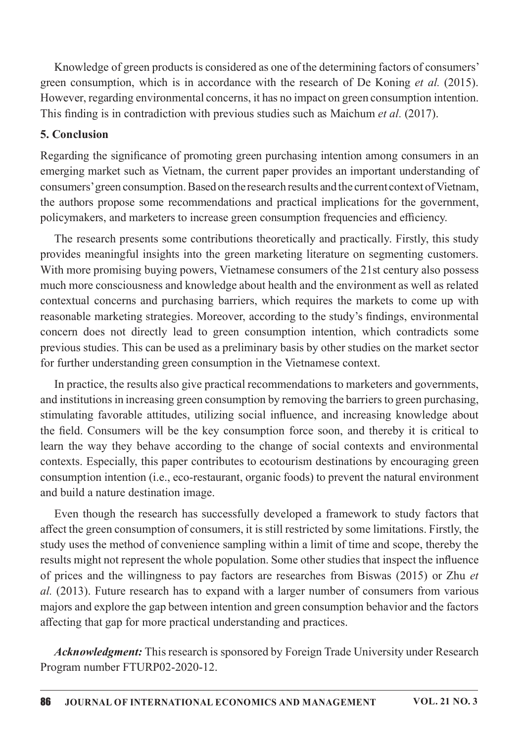Knowledge of green products is considered as one of the determining factors of consumers' green consumption, which is in accordance with the research of De Koning *et al.* (2015). However, regarding environmental concerns, it has no impact on green consumption intention. This finding is in contradiction with previous studies such as Maichum *et al.* (2017).

## 5. Conclusion

Regarding the significance of promoting green purchasing intention among consumers in an emerging market such as Vietnam, the current paper provides an important understanding of consumers' green consumption. Based on the research results and the current context of Vietnam, the authors propose some recommendations and practical implications for the government, policymakers, and marketers to increase green consumption frequencies and efficiency.

The research presents some contributions theoretically and practically. Firstly, this study provides meaningful insights into the green marketing literature on segmenting customers. With more promising buying powers, Vietnamese consumers of the 21st century also possess much more consciousness and knowledge about health and the environment as well as related contextual concerns and purchasing barriers, which requires the markets to come up with reasonable marketing strategies. Moreover, according to the study's findings, environmental concern does not directly lead to green consumption intention, which contradicts some previous studies. This can be used as a preliminary basis by other studies on the market sector for further understanding green consumption in the Vietnamese context.

In practice, the results also give practical recommendations to marketers and governments, and institutions in increasing green consumption by removing the barriers to green purchasing, stimulating favorable attitudes, utilizing social influence, and increasing knowledge about the field. Consumers will be the key consumption force soon, and thereby it is critical to learn the way they behave according to the change of social contexts and environmental contexts. Especially, this paper contributes to ecotourism destinations by encouraging green consumption intention (i.e., eco-restaurant, organic foods) to prevent the natural environment and build a nature destination image.

Even though the research has successfully developed a framework to study factors that affect the green consumption of consumers, it is still restricted by some limitations. Firstly, the study uses the method of convenience sampling within a limit of time and scope, thereby the results might not represent the whole population. Some other studies that inspect the influence of prices and the willingness to pay factors are researches from Biswas (2015) or Zhu *et al.* (2013). Future research has to expand with a larger number of consumers from various majors and explore the gap between intention and green consumption behavior and the factors affecting that gap for more practical understanding and practices.

***Acknowledgment:*** This research is sponsored by Foreign Trade University under Research Program number FTURP02-2020-12.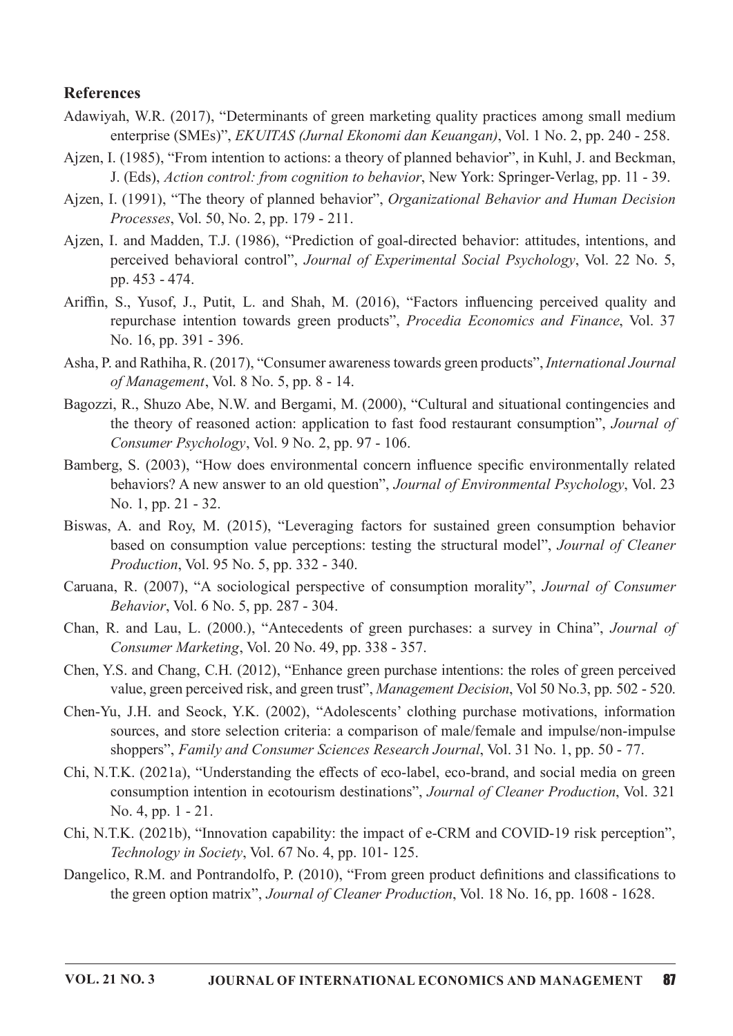## References

Adawiyah, W.R. (2017), "Determinants of green marketing quality practices among small medium enterprise (SMEs)", *EKUITAS (Jurnal Ekonomi dan Keuangan)*, Vol. 1 No. 2, pp. 240 - 258.

Ajzen, I. (1985), "From intention to actions: a theory of planned behavior", in Kuhl, J. and Beckman, J. (Eds), *Action control: from cognition to behavior*, New York: Springer-Verlag, pp. 11 - 39.

Ajzen, I. (1991), "The theory of planned behavior", *Organizational Behavior and Human Decision Processes*, Vol. 50, No. 2, pp. 179 - 211.

Ajzen, I. and Madden, T.J. (1986), "Prediction of goal-directed behavior: attitudes, intentions, and perceived behavioral control", *Journal of Experimental Social Psychology*, Vol. 22 No. 5, pp. 453 - 474.

Ariffin, S., Yusof, J., Putit, L. and Shah, M. (2016), "Factors influencing perceived quality and repurchase intention towards green products", *Procedia Economics and Finance*, Vol. 37 No. 16, pp. 391 - 396.

Asha, P. and Rathiha, R. (2017), "Consumer awareness towards green products", *International Journal of Management*, Vol. 8 No. 5, pp. 8 - 14.

Bagozzi, R., Shuzo Abe, N.W. and Bergami, M. (2000), "Cultural and situational contingencies and the theory of reasoned action: application to fast food restaurant consumption", *Journal of Consumer Psychology*, Vol. 9 No. 2, pp. 97 - 106.

Bamberg, S. (2003), "How does environmental concern influence specific environmentally related behaviors? A new answer to an old question", *Journal of Environmental Psychology*, Vol. 23 No. 1, pp. 21 - 32.

Biswas, A. and Roy, M. (2015), "Leveraging factors for sustained green consumption behavior based on consumption value perceptions: testing the structural model", *Journal of Cleaner Production*, Vol. 95 No. 5, pp. 332 - 340.

Caruana, R. (2007), "A sociological perspective of consumption morality", *Journal of Consumer Behavior*, Vol. 6 No. 5, pp. 287 - 304.

Chan, R. and Lau, L. (2000.), "Antecedents of green purchases: a survey in China", *Journal of Consumer Marketing*, Vol. 20 No. 49, pp. 338 - 357.

Chen, Y.S. and Chang, C.H. (2012), "Enhance green purchase intentions: the roles of green perceived value, green perceived risk, and green trust", *Management Decision*, Vol 50 No.3, pp. 502 - 520.

Chen-Yu, J.H. and Seock, Y.K. (2002), "Adolescents' clothing purchase motivations, information sources, and store selection criteria: a comparison of male/female and impulse/non-impulse shoppers", *Family and Consumer Sciences Research Journal*, Vol. 31 No. 1, pp. 50 - 77.

Chi, N.T.K. (2021a), "Understanding the effects of eco-label, eco-brand, and social media on green consumption intention in ecotourism destinations", *Journal of Cleaner Production*, Vol. 321 No. 4, pp. 1 - 21.

Chi, N.T.K. (2021b), "Innovation capability: the impact of e-CRM and COVID-19 risk perception", *Technology in Society*, Vol. 67 No. 4, pp. 101- 125.

Dangelico, R.M. and Pontrandolfo, P. (2010), "From green product definitions and classifications to the green option matrix", *Journal of Cleaner Production*, Vol. 18 No. 16, pp. 1608 - 1628.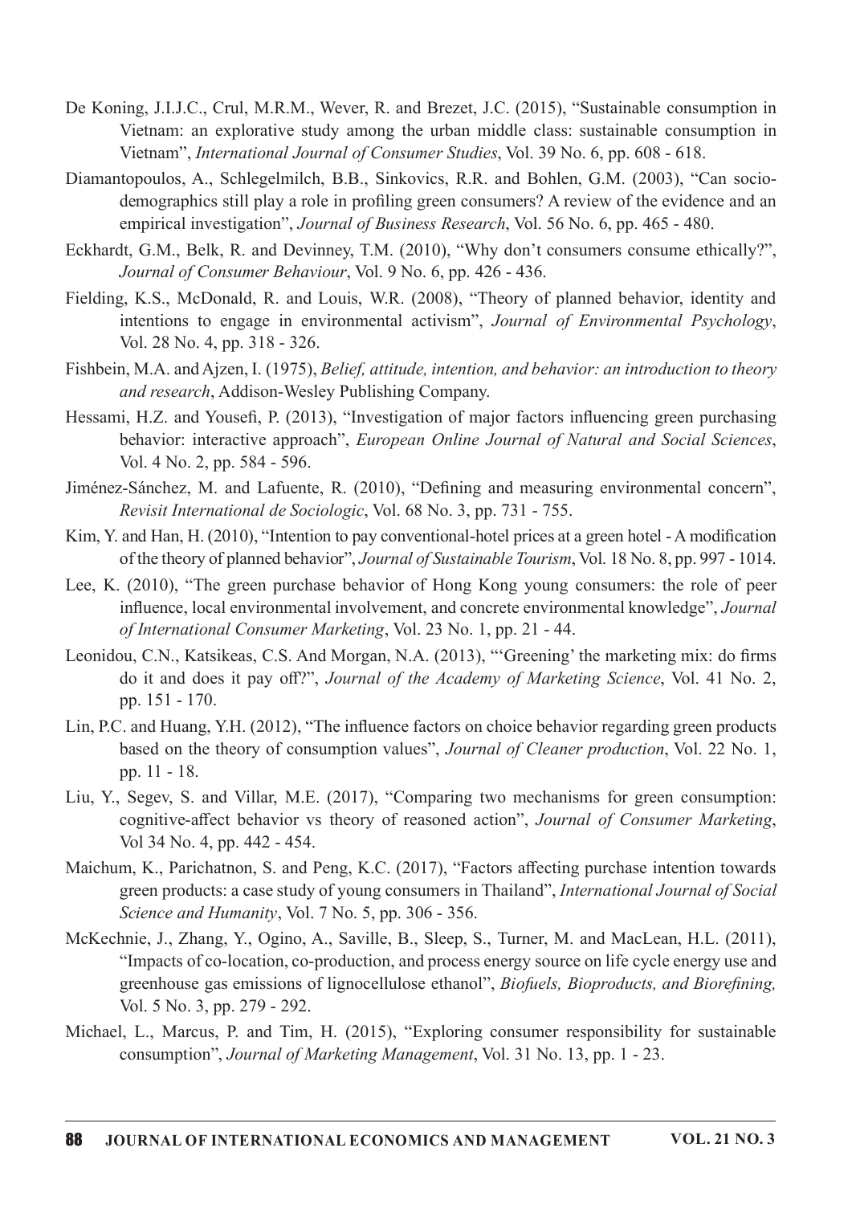De Koning, J.I.J.C., Crul, M.R.M., Wever, R. and Brezet, J.C. (2015), "Sustainable consumption in Vietnam: an explorative study among the urban middle class: sustainable consumption in Vietnam", *International Journal of Consumer Studies*, Vol. 39 No. 6, pp. 608 - 618.

Diamantopoulos, A., Schlegelmilch, B.B., Sinkovics, R.R. and Bohlen, G.M. (2003), "Can socio-demographics still play a role in profiling green consumers? A review of the evidence and an empirical investigation", *Journal of Business Research*, Vol. 56 No. 6, pp. 465 - 480.

Eckhardt, G.M., Belk, R. and Devinney, T.M. (2010), "Why don't consumers consume ethically?", *Journal of Consumer Behaviour*, Vol. 9 No. 6, pp. 426 - 436.

Fielding, K.S., McDonald, R. and Louis, W.R. (2008), "Theory of planned behavior, identity and intentions to engage in environmental activism", *Journal of Environmental Psychology*, Vol. 28 No. 4, pp. 318 - 326.

Fishbein, M.A. and Ajzen, I. (1975), *Belief, attitude, intention, and behavior: an introduction to theory and research*, Addison-Wesley Publishing Company.

Hessami, H.Z. and Yousefi, P. (2013), "Investigation of major factors influencing green purchasing behavior: interactive approach", *European Online Journal of Natural and Social Sciences*, Vol. 4 No. 2, pp. 584 - 596.

Jiménez-Sánchez, M. and Lafuente, R. (2010), "Defining and measuring environmental concern", *Revisit International de Sociologic*, Vol. 68 No. 3, pp. 731 - 755.

Kim, Y. and Han, H. (2010), "Intention to pay conventional-hotel prices at a green hotel - A modification of the theory of planned behavior", *Journal of Sustainable Tourism*, Vol. 18 No. 8, pp. 997 - 1014.

Lee, K. (2010), "The green purchase behavior of Hong Kong young consumers: the role of peer influence, local environmental involvement, and concrete environmental knowledge", *Journal of International Consumer Marketing*, Vol. 23 No. 1, pp. 21 - 44.

Leonidou, C.N., Katsikeas, C.S. And Morgan, N.A. (2013), "'Greening' the marketing mix: do firms do it and does it pay off?", *Journal of the Academy of Marketing Science*, Vol. 41 No. 2, pp. 151 - 170.

Lin, P.C. and Huang, Y.H. (2012), "The influence factors on choice behavior regarding green products based on the theory of consumption values", *Journal of Cleaner production*, Vol. 22 No. 1, pp. 11 - 18.

Liu, Y., Segev, S. and Villar, M.E. (2017), "Comparing two mechanisms for green consumption: cognitive-affect behavior vs theory of reasoned action", *Journal of Consumer Marketing*, Vol 34 No. 4, pp. 442 - 454.

Maichum, K., Parichatnon, S. and Peng, K.C. (2017), "Factors affecting purchase intention towards green products: a case study of young consumers in Thailand", *International Journal of Social Science and Humanity*, Vol. 7 No. 5, pp. 306 - 356.

McKechnie, J., Zhang, Y., Ogino, A., Saville, B., Sleep, S., Turner, M. and MacLean, H.L. (2011), "Impacts of co-location, co-production, and process energy source on life cycle energy use and greenhouse gas emissions of lignocellulose ethanol", *Biofuels, Bioproducts, and Biorefining,* Vol. 5 No. 3, pp. 279 - 292.

Michael, L., Marcus, P. and Tim, H. (2015), "Exploring consumer responsibility for sustainable consumption", *Journal of Marketing Management*, Vol. 31 No. 13, pp. 1 - 23.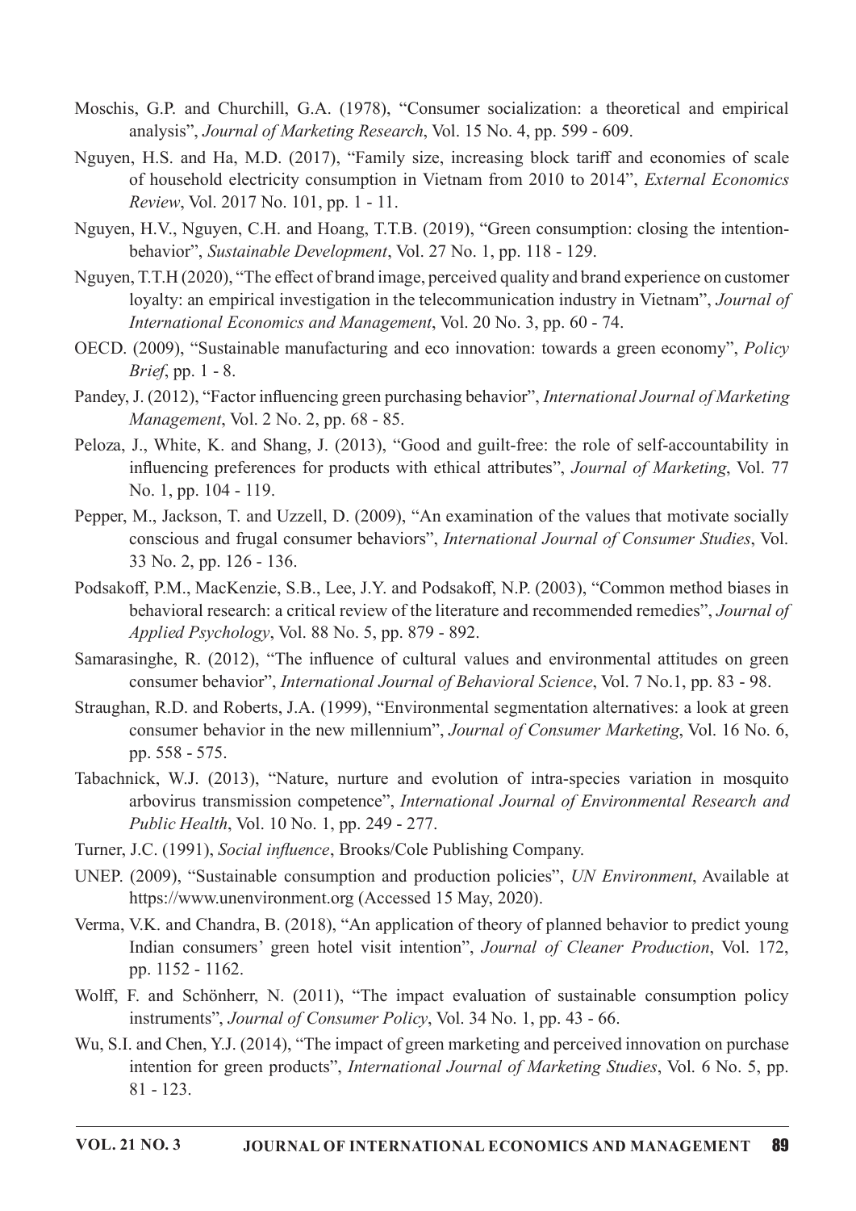Moschis, G.P. and Churchill, G.A. (1978), "Consumer socialization: a theoretical and empirical analysis", *Journal of Marketing Research*, Vol. 15 No. 4, pp. 599 - 609.

Nguyen, H.S. and Ha, M.D. (2017), "Family size, increasing block tariff and economies of scale of household electricity consumption in Vietnam from 2010 to 2014", *External Economics Review*, Vol. 2017 No. 101, pp. 1 - 11.

Nguyen, H.V., Nguyen, C.H. and Hoang, T.T.B. (2019), "Green consumption: closing the intention-behavior", *Sustainable Development*, Vol. 27 No. 1, pp. 118 - 129.

Nguyen, T.T.H (2020), "The effect of brand image, perceived quality and brand experience on customer loyalty: an empirical investigation in the telecommunication industry in Vietnam", *Journal of International Economics and Management*, Vol. 20 No. 3, pp. 60 - 74.

OECD. (2009), "Sustainable manufacturing and eco innovation: towards a green economy", *Policy Brief*, pp. 1 - 8.

Pandey, J. (2012), "Factor influencing green purchasing behavior", *International Journal of Marketing Management*, Vol. 2 No. 2, pp. 68 - 85.

Peloza, J., White, K. and Shang, J. (2013), "Good and guilt-free: the role of self-accountability in influencing preferences for products with ethical attributes", *Journal of Marketing*, Vol. 77 No. 1, pp. 104 - 119.

Pepper, M., Jackson, T. and Uzzell, D. (2009), "An examination of the values that motivate socially conscious and frugal consumer behaviors", *International Journal of Consumer Studies*, Vol. 33 No. 2, pp. 126 - 136.

Podsakoff, P.M., MacKenzie, S.B., Lee, J.Y. and Podsakoff, N.P. (2003), "Common method biases in behavioral research: a critical review of the literature and recommended remedies", *Journal of Applied Psychology*, Vol. 88 No. 5, pp. 879 - 892.

Samarasinghe, R. (2012), "The influence of cultural values and environmental attitudes on green consumer behavior", *International Journal of Behavioral Science*, Vol. 7 No.1, pp. 83 - 98.

Straughan, R.D. and Roberts, J.A. (1999), "Environmental segmentation alternatives: a look at green consumer behavior in the new millennium", *Journal of Consumer Marketing*, Vol. 16 No. 6, pp. 558 - 575.

Tabachnick, W.J. (2013), "Nature, nurture and evolution of intra-species variation in mosquito arbovirus transmission competence", *International Journal of Environmental Research and Public Health*, Vol. 10 No. 1, pp. 249 - 277.

Turner, J.C. (1991), *Social influence*, Brooks/Cole Publishing Company.

UNEP. (2009), "Sustainable consumption and production policies", *UN Environment*, Available at https://www.unenvironment.org (Accessed 15 May, 2020).

Verma, V.K. and Chandra, B. (2018), "An application of theory of planned behavior to predict young Indian consumers' green hotel visit intention", *Journal of Cleaner Production*, Vol. 172, pp. 1152 - 1162.

Wolff, F. and Schönherr, N. (2011), "The impact evaluation of sustainable consumption policy instruments", *Journal of Consumer Policy*, Vol. 34 No. 1, pp. 43 - 66.

Wu, S.I. and Chen, Y.J. (2014), "The impact of green marketing and perceived innovation on purchase intention for green products", *International Journal of Marketing Studies*, Vol. 6 No. 5, pp. 81 - 123.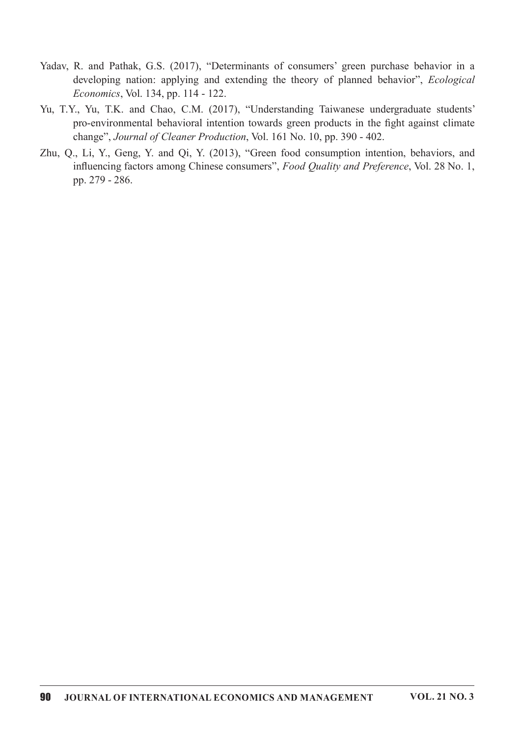Yadav, R. and Pathak, G.S. (2017), "Determinants of consumers' green purchase behavior in a developing nation: applying and extending the theory of planned behavior", *Ecological Economics*, Vol. 134, pp. 114 - 122.

Yu, T.Y., Yu, T.K. and Chao, C.M. (2017), "Understanding Taiwanese undergraduate students' pro-environmental behavioral intention towards green products in the fight against climate change", *Journal of Cleaner Production*, Vol. 161 No. 10, pp. 390 - 402.

Zhu, Q., Li, Y., Geng, Y. and Qi, Y. (2013), "Green food consumption intention, behaviors, and influencing factors among Chinese consumers", *Food Quality and Preference*, Vol. 28 No. 1, pp. 279 - 286.